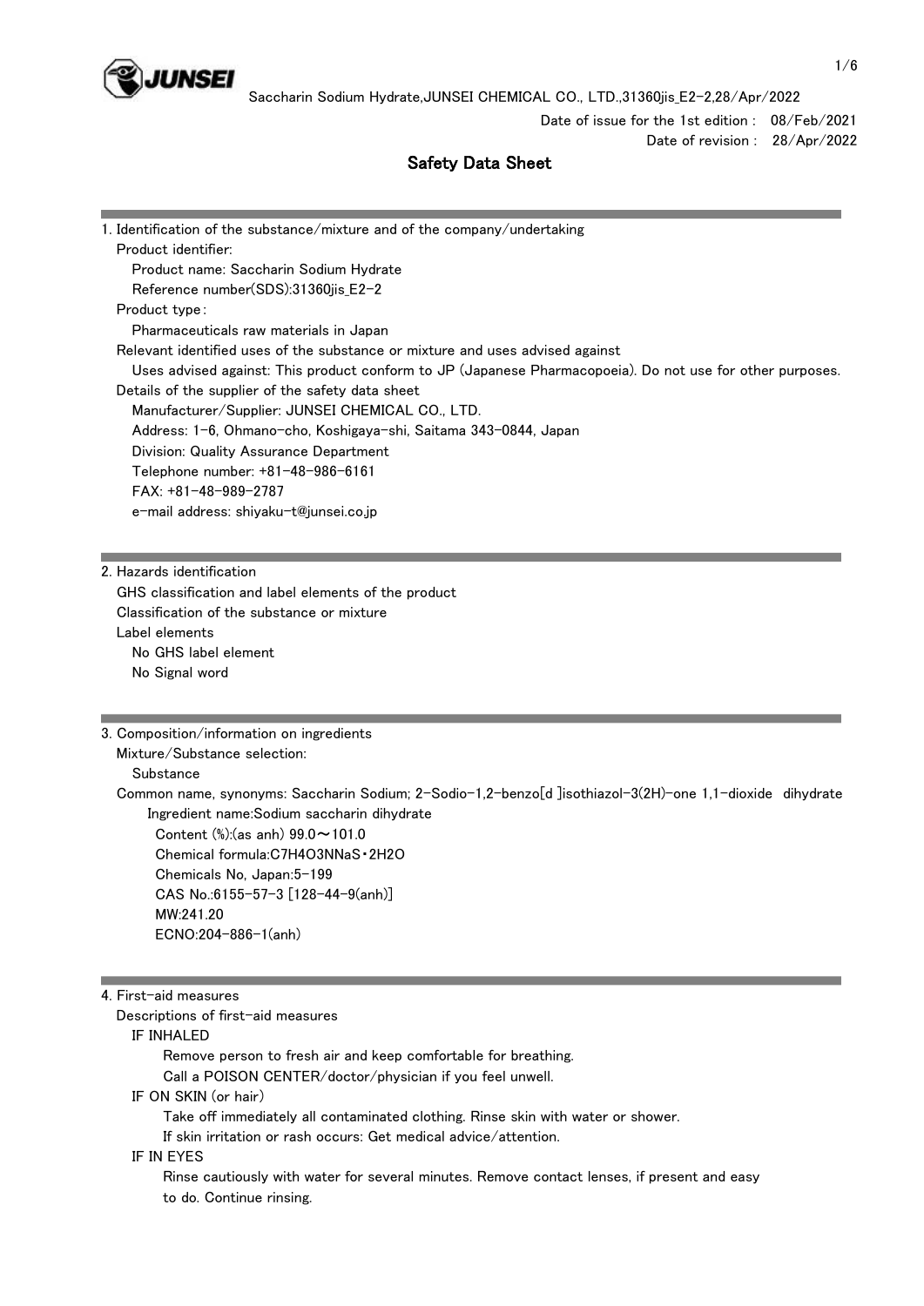Date of issue for the 1st edition : 08/Feb/2021
Date of revision : 28/Apr/2022

# Safety Data Sheet

## 1. Identification of the substance/mixture and of the company/undertaking

Product identifier:
- Product name: Saccharin Sodium Hydrate
- Reference number(SDS):31360jis_E2-2

Product type:
- Pharmaceuticals raw materials in Japan

Relevant identified uses of the substance or mixture and uses advised against
- Uses advised against: This product conform to JP (Japanese Pharmacopoeia). Do not use for other purposes.

Details of the supplier of the safety data sheet
- Manufacturer/Supplier: JUNSEI CHEMICAL CO., LTD.
- Address: 1-6, Ohmano-cho, Koshigaya-shi, Saitama 343-0844, Japan
- Division: Quality Assurance Department
- Telephone number: +81-48-986-6161
- FAX: +81-48-989-2787
- e-mail address: shiyaku-t@junsei.co.jp

## 2. Hazards identification

GHS classification and label elements of the product

Classification of the substance or mixture

Label elements
- No GHS label element
- No Signal word

## 3. Composition/information on ingredients

Mixture/Substance selection:
- Substance

Common name, synonyms: Saccharin Sodium; 2-Sodio-1,2-benzo[d ]isothiazol-3(2H)-one 1,1-dioxide dihydrate

Ingredient name:Sodium saccharin dihydrate
- Content (%):(as anh) 99.0～101.0
- Chemical formula:$C_7H_4O_3NNaS \cdot 2H_2O$
- Chemicals No, Japan:5-199
- CAS No.:6155-57-3 [128-44-9(anh)]
- MW:241.20
- ECNO:204-886-1(anh)

## 4. First-aid measures

Descriptions of first-aid measures

IF INHALED
- Remove person to fresh air and keep comfortable for breathing.
- Call a POISON CENTER/doctor/physician if you feel unwell.

IF ON SKIN (or hair)
- Take off immediately all contaminated clothing. Rinse skin with water or shower.
- If skin irritation or rash occurs: Get medical advice/attention.

IF IN EYES
- Rinse cautiously with water for several minutes. Remove contact lenses, if present and easy to do. Continue rinsing.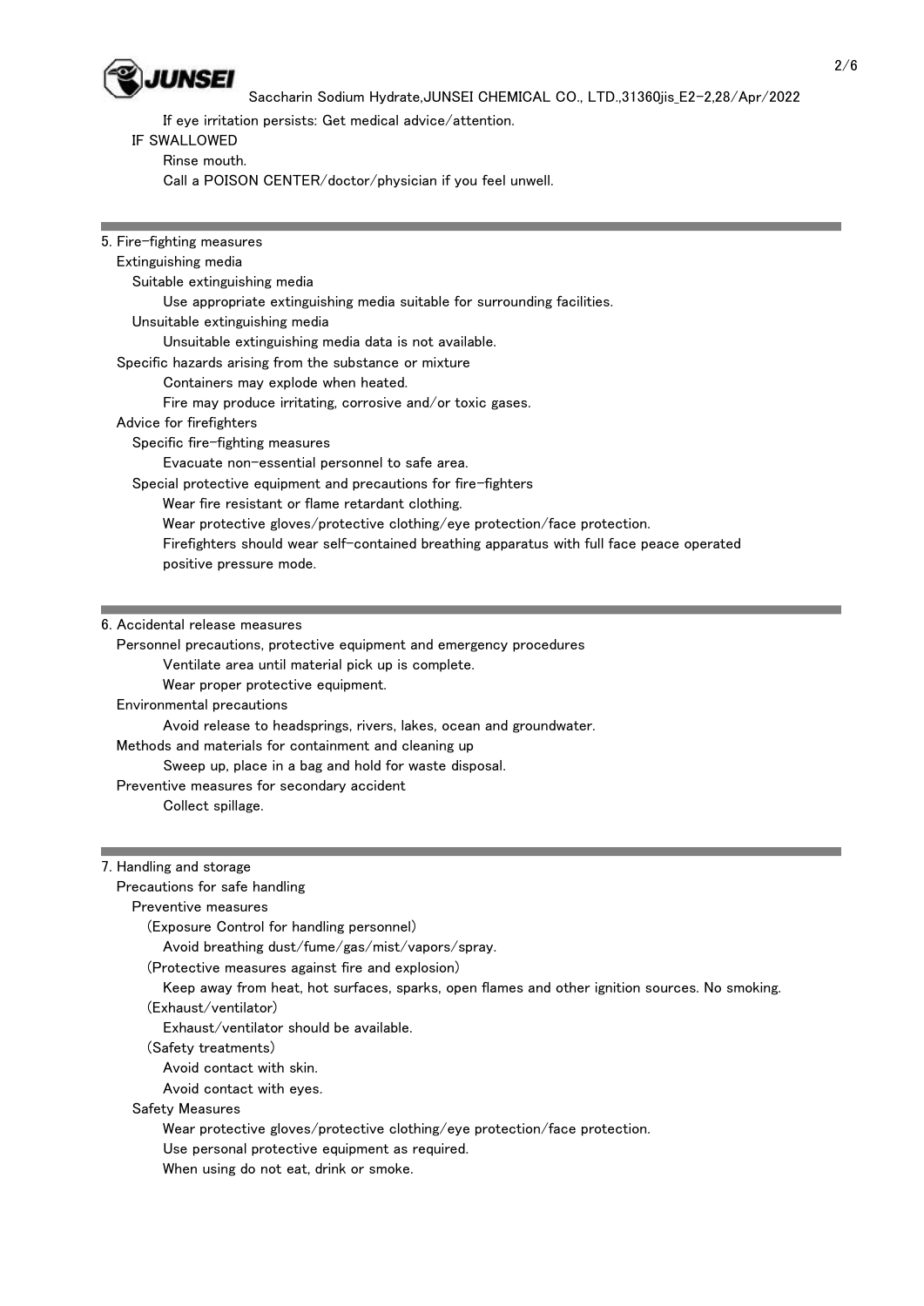If eye irritation persists: Get medical advice/attention.

IF SWALLOWED

Rinse mouth.

Call a POISON CENTER/doctor/physician if you feel unwell.

## 5. Fire-fighting measures

Extinguishing media

Suitable extinguishing media

Use appropriate extinguishing media suitable for surrounding facilities.

Unsuitable extinguishing media

Unsuitable extinguishing media data is not available.

Specific hazards arising from the substance or mixture

Containers may explode when heated.

Fire may produce irritating, corrosive and/or toxic gases.

Advice for firefighters

Specific fire-fighting measures

Evacuate non-essential personnel to safe area.

Special protective equipment and precautions for fire-fighters

Wear fire resistant or flame retardant clothing.

Wear protective gloves/protective clothing/eye protection/face protection.

Firefighters should wear self-contained breathing apparatus with full face peace operated positive pressure mode.

## 6. Accidental release measures

Personnel precautions, protective equipment and emergency procedures

Ventilate area until material pick up is complete.

Wear proper protective equipment.

Environmental precautions

Avoid release to headsprings, rivers, lakes, ocean and groundwater.

Methods and materials for containment and cleaning up

Sweep up, place in a bag and hold for waste disposal.

Preventive measures for secondary accident

Collect spillage.

## 7. Handling and storage

Precautions for safe handling

Preventive measures

(Exposure Control for handling personnel)

Avoid breathing dust/fume/gas/mist/vapors/spray.

(Protective measures against fire and explosion)

Keep away from heat, hot surfaces, sparks, open flames and other ignition sources. No smoking.

(Exhaust/ventilator)

Exhaust/ventilator should be available.

(Safety treatments)

Avoid contact with skin.

Avoid contact with eyes.

Safety Measures

Wear protective gloves/protective clothing/eye protection/face protection.

Use personal protective equipment as required.

When using do not eat, drink or smoke.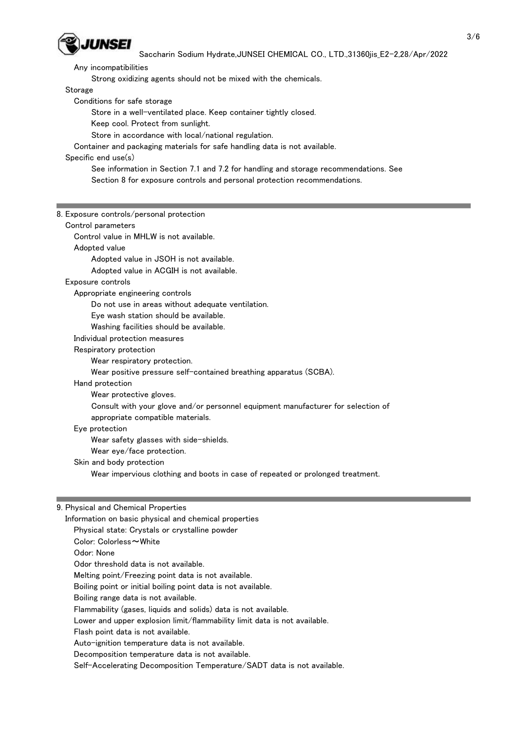Any incompatibilities

Strong oxidizing agents should not be mixed with the chemicals.

Storage

Conditions for safe storage

Store in a well-ventilated place. Keep container tightly closed.

Keep cool. Protect from sunlight.

Store in accordance with local/national regulation.

Container and packaging materials for safe handling data is not available.

Specific end use(s)

See information in Section 7.1 and 7.2 for handling and storage recommendations. See Section 8 for exposure controls and personal protection recommendations.

## 8. Exposure controls/personal protection

Control parameters

Control value in MHLW is not available.

Adopted value

Adopted value in JSOH is not available.

Adopted value in ACGIH is not available.

Exposure controls

Appropriate engineering controls

Do not use in areas without adequate ventilation.

Eye wash station should be available.

Washing facilities should be available.

Individual protection measures

Respiratory protection

Wear respiratory protection.

Wear positive pressure self-contained breathing apparatus (SCBA).

Hand protection

Wear protective gloves.

Consult with your glove and/or personnel equipment manufacturer for selection of appropriate compatible materials.

Eye protection

Wear safety glasses with side-shields.

Wear eye/face protection.

Skin and body protection

Wear impervious clothing and boots in case of repeated or prolonged treatment.

## 9. Physical and Chemical Properties

Information on basic physical and chemical properties

Physical state: Crystals or crystalline powder

Color: Colorless～White

Odor: None

Odor threshold data is not available.

Melting point/Freezing point data is not available.

Boiling point or initial boiling point data is not available.

Boiling range data is not available.

Flammability (gases, liquids and solids) data is not available.

Lower and upper explosion limit/flammability limit data is not available.

Flash point data is not available.

Auto-ignition temperature data is not available.

Decomposition temperature data is not available.

Self-Accelerating Decomposition Temperature/SADT data is not available.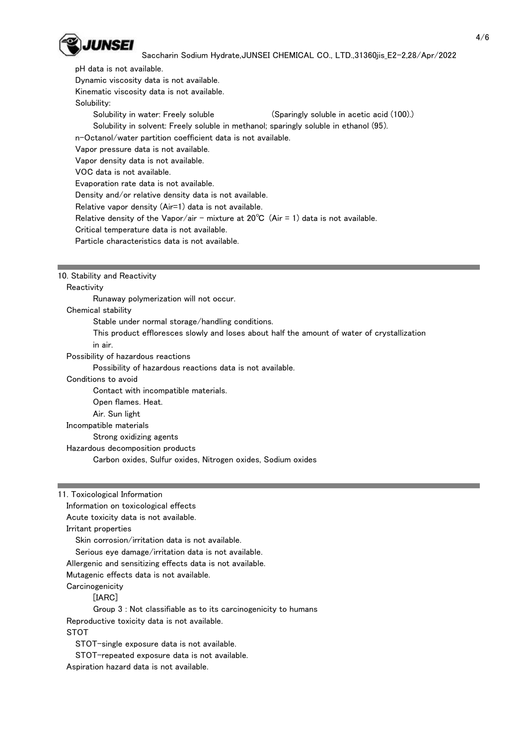pH data is not available.
Dynamic viscosity data is not available.
Kinematic viscosity data is not available.
Solubility:
Solubility in water: Freely soluble (Sparingly soluble in acetic acid (100).)
Solubility in solvent: Freely soluble in methanol; sparingly soluble in ethanol (95).
n-Octanol/water partition coefficient data is not available.
Vapor pressure data is not available.
Vapor density data is not available.
VOC data is not available.
Evaporation rate data is not available.
Density and/or relative density data is not available.
Relative vapor density (Air=1) data is not available.
Relative density of the Vapor/air - mixture at 20℃ (Air = 1) data is not available.
Critical temperature data is not available.
Particle characteristics data is not available.

## 10. Stability and Reactivity

Reactivity
Runaway polymerization will not occur.

Chemical stability
Stable under normal storage/handling conditions.
This product effloresces slowly and loses about half the amount of water of crystallization in air.

Possibility of hazardous reactions
Possibility of hazardous reactions data is not available.

Conditions to avoid
Contact with incompatible materials.
Open flames. Heat.
Air. Sun light

Incompatible materials
Strong oxidizing agents

Hazardous decomposition products
Carbon oxides, Sulfur oxides, Nitrogen oxides, Sodium oxides

## 11. Toxicological Information

Information on toxicological effects
Acute toxicity data is not available.
Irritant properties
Skin corrosion/irritation data is not available.
Serious eye damage/irritation data is not available.
Allergenic and sensitizing effects data is not available.
Mutagenic effects data is not available.
Carcinogenicity
[IARC]
Group 3 : Not classifiable as to its carcinogenicity to humans
Reproductive toxicity data is not available.
STOT
STOT-single exposure data is not available.
STOT-repeated exposure data is not available.
Aspiration hazard data is not available.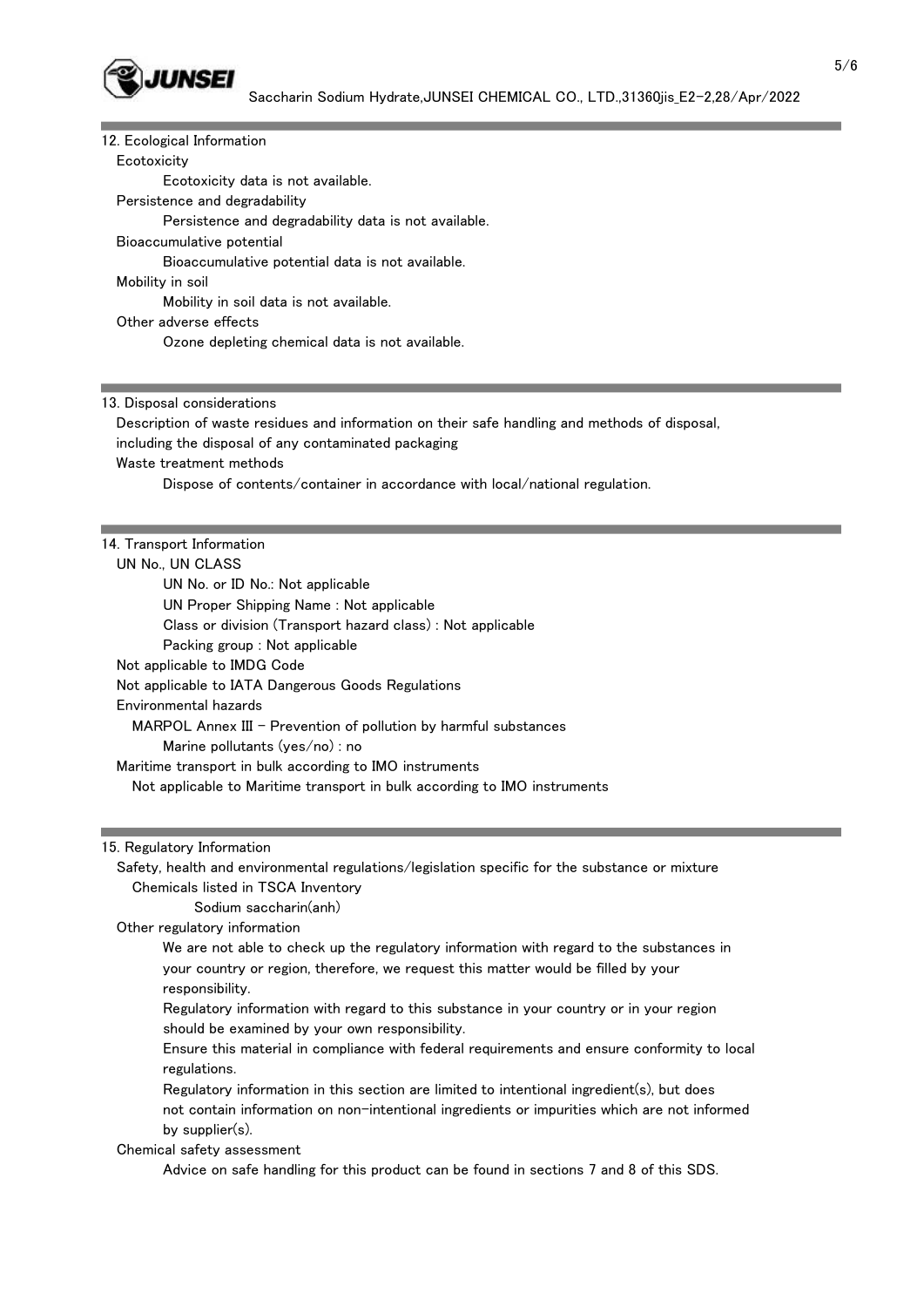## 12. Ecological Information

Ecotoxicity

Ecotoxicity data is not available.

Persistence and degradability

Persistence and degradability data is not available.

Bioaccumulative potential

Bioaccumulative potential data is not available.

Mobility in soil

Mobility in soil data is not available.

Other adverse effects

Ozone depleting chemical data is not available.

## 13. Disposal considerations

Description of waste residues and information on their safe handling and methods of disposal, including the disposal of any contaminated packaging

Waste treatment methods

Dispose of contents/container in accordance with local/national regulation.

## 14. Transport Information

UN No., UN CLASS

UN No. or ID No.: Not applicable

UN Proper Shipping Name : Not applicable

Class or division (Transport hazard class) : Not applicable

Packing group : Not applicable

Not applicable to IMDG Code

Not applicable to IATA Dangerous Goods Regulations

Environmental hazards

MARPOL Annex III - Prevention of pollution by harmful substances

Marine pollutants (yes/no) : no

Maritime transport in bulk according to IMO instruments

Not applicable to Maritime transport in bulk according to IMO instruments

## 15. Regulatory Information

Safety, health and environmental regulations/legislation specific for the substance or mixture

Chemicals listed in TSCA Inventory

Sodium saccharin(anh)

Other regulatory information

We are not able to check up the regulatory information with regard to the substances in your country or region, therefore, we request this matter would be filled by your responsibility.

Regulatory information with regard to this substance in your country or in your region should be examined by your own responsibility.

Ensure this material in compliance with federal requirements and ensure conformity to local regulations.

Regulatory information in this section are limited to intentional ingredient(s), but does not contain information on non-intentional ingredients or impurities which are not informed by supplier(s).

Chemical safety assessment

Advice on safe handling for this product can be found in sections 7 and 8 of this SDS.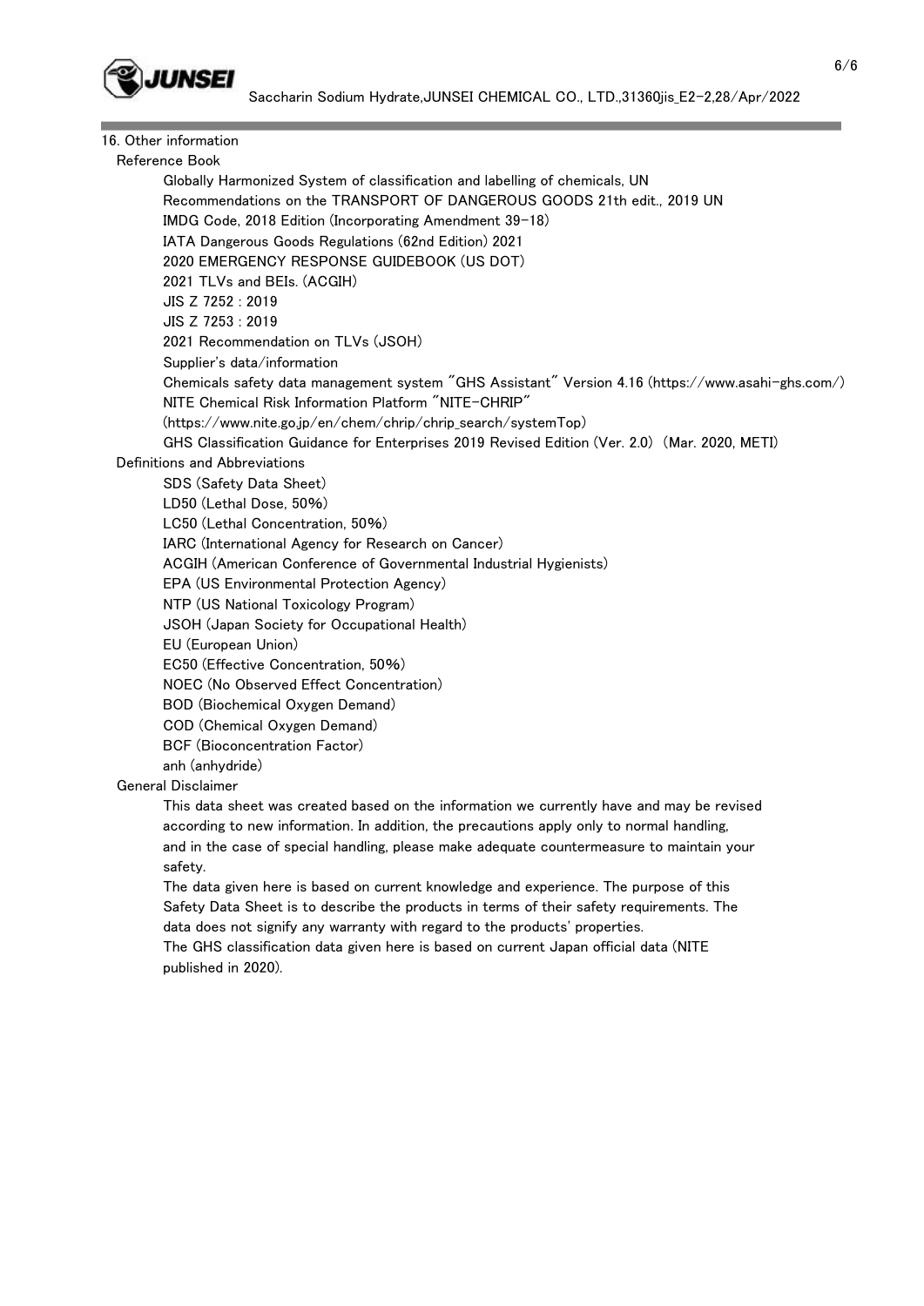## 16. Other information

### Reference Book

Globally Harmonized System of classification and labelling of chemicals, UN
Recommendations on the TRANSPORT OF DANGEROUS GOODS 21th edit., 2019 UN
IMDG Code, 2018 Edition (Incorporating Amendment 39-18)
IATA Dangerous Goods Regulations (62nd Edition) 2021
2020 EMERGENCY RESPONSE GUIDEBOOK (US DOT)
2021 TLVs and BEIs. (ACGIH)
JIS Z 7252 : 2019
JIS Z 7253 : 2019
2021 Recommendation on TLVs (JSOH)
Supplier's data/information
Chemicals safety data management system "GHS Assistant" Version 4.16 (https://www.asahi-ghs.com/)
NITE Chemical Risk Information Platform "NITE-CHRIP"
(https://www.nite.go.jp/en/chem/chrip/chrip_search/systemTop)
GHS Classification Guidance for Enterprises 2019 Revised Edition (Ver. 2.0) (Mar. 2020, METI)

### Definitions and Abbreviations

SDS (Safety Data Sheet)
LD50 (Lethal Dose, 50%)
LC50 (Lethal Concentration, 50%)
IARC (International Agency for Research on Cancer)
ACGIH (American Conference of Governmental Industrial Hygienists)
EPA (US Environmental Protection Agency)
NTP (US National Toxicology Program)
JSOH (Japan Society for Occupational Health)
EU (European Union)
EC50 (Effective Concentration, 50%)
NOEC (No Observed Effect Concentration)
BOD (Biochemical Oxygen Demand)
COD (Chemical Oxygen Demand)
BCF (Bioconcentration Factor)
anh (anhydride)

### General Disclaimer

This data sheet was created based on the information we currently have and may be revised according to new information. In addition, the precautions apply only to normal handling, and in the case of special handling, please make adequate countermeasure to maintain your safety.
The data given here is based on current knowledge and experience. The purpose of this Safety Data Sheet is to describe the products in terms of their safety requirements. The data does not signify any warranty with regard to the products' properties.
The GHS classification data given here is based on current Japan official data (NITE published in 2020).